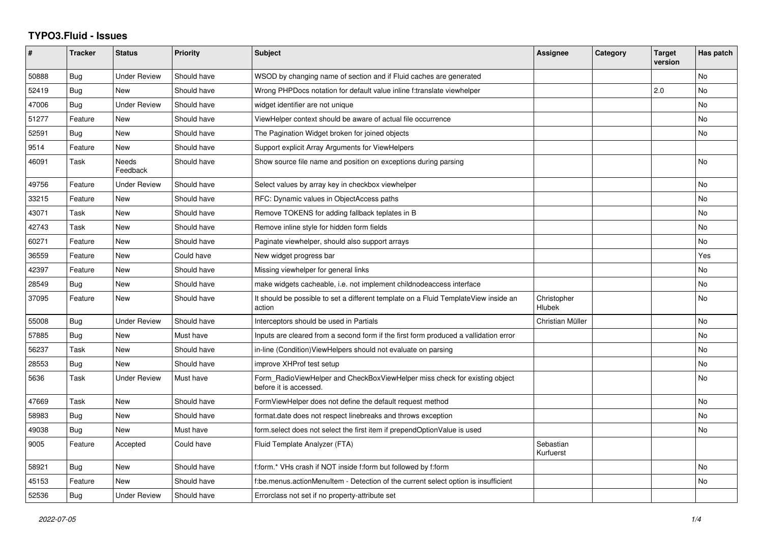# TYPO3.Fluid - Issues

| # | Tracker | Status | Priority | Subject | Assignee | Category | Target version | Has patch |
|---|---|---|---|---|---|---|---|---|
| 50888 | Bug | Under Review | Should have | WSOD by changing name of section and if Fluid caches are generated | | | | No |
| 52419 | Bug | New | Should have | Wrong PHPDocs notation for default value inline f:translate viewhelper | | | 2.0 | No |
| 47006 | Bug | Under Review | Should have | widget identifier are not unique | | | | No |
| 51277 | Feature | New | Should have | ViewHelper context should be aware of actual file occurrence | | | | No |
| 52591 | Bug | New | Should have | The Pagination Widget broken for joined objects | | | | No |
| 9514 | Feature | New | Should have | Support explicit Array Arguments for ViewHelpers | | | | |
| 46091 | Task | Needs Feedback | Should have | Show source file name and position on exceptions during parsing | | | | No |
| 49756 | Feature | Under Review | Should have | Select values by array key in checkbox viewhelper | | | | No |
| 33215 | Feature | New | Should have | RFC: Dynamic values in ObjectAccess paths | | | | No |
| 43071 | Task | New | Should have | Remove TOKENS for adding fallback teplates in B | | | | No |
| 42743 | Task | New | Should have | Remove inline style for hidden form fields | | | | No |
| 60271 | Feature | New | Should have | Paginate viewhelper, should also support arrays | | | | No |
| 36559 | Feature | New | Could have | New widget progress bar | | | | Yes |
| 42397 | Feature | New | Should have | Missing viewhelper for general links | | | | No |
| 28549 | Bug | New | Should have | make widgets cacheable, i.e. not implement childnodeaccess interface | | | | No |
| 37095 | Feature | New | Should have | It should be possible to set a different template on a Fluid TemplateView inside an action | Christopher Hlubek | | | No |
| 55008 | Bug | Under Review | Should have | Interceptors should be used in Partials | Christian Müller | | | No |
| 57885 | Bug | New | Must have | Inputs are cleared from a second form if the first form produced a vallidation error | | | | No |
| 56237 | Task | New | Should have | in-line (Condition)ViewHelpers should not evaluate on parsing | | | | No |
| 28553 | Bug | New | Should have | improve XHProf test setup | | | | No |
| 5636 | Task | Under Review | Must have | Form_RadioViewHelper and CheckBoxViewHelper miss check for existing object before it is accessed. | | | | No |
| 47669 | Task | New | Should have | FormViewHelper does not define the default request method | | | | No |
| 58983 | Bug | New | Should have | format.date does not respect linebreaks and throws exception | | | | No |
| 49038 | Bug | New | Must have | form.select does not select the first item if prependOptionValue is used | | | | No |
| 9005 | Feature | Accepted | Could have | Fluid Template Analyzer (FTA) | Sebastian Kurfuerst | | | |
| 58921 | Bug | New | Should have | f:form.* VHs crash if NOT inside f:form but followed by f:form | | | | No |
| 45153 | Feature | New | Should have | f:be.menus.actionMenuItem - Detection of the current select option is insufficient | | | | No |
| 52536 | Bug | Under Review | Should have | Errorclass not set if no property-attribute set | | | | |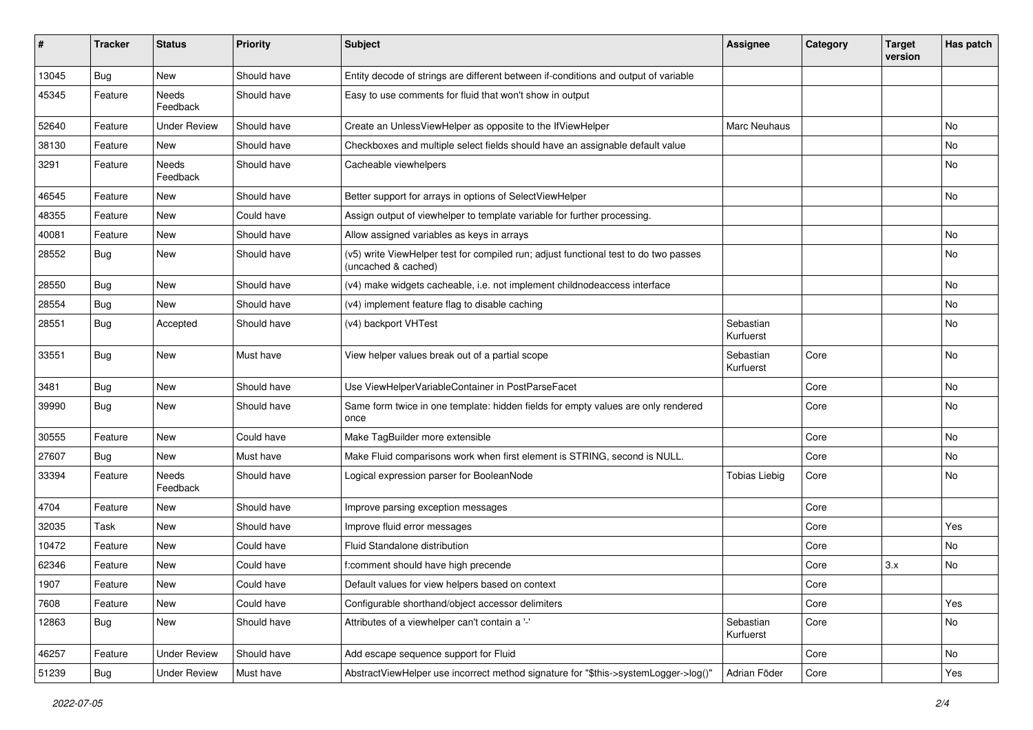| # | Tracker | Status | Priority | Subject | Assignee | Category | Target version | Has patch |
|---|---|---|---|---|---|---|---|---|
| 13045 | Bug | New | Should have | Entity decode of strings are different between if-conditions and output of variable | | | | |
| 45345 | Feature | Needs Feedback | Should have | Easy to use comments for fluid that won't show in output | | | | |
| 52640 | Feature | Under Review | Should have | Create an UnlessViewHelper as opposite to the IfViewHelper | Marc Neuhaus | | | No |
| 38130 | Feature | New | Should have | Checkboxes and multiple select fields should have an assignable default value | | | | No |
| 3291 | Feature | Needs Feedback | Should have | Cacheable viewhelpers | | | | No |
| 46545 | Feature | New | Should have | Better support for arrays in options of SelectViewHelper | | | | No |
| 48355 | Feature | New | Could have | Assign output of viewhelper to template variable for further processing. | | | | |
| 40081 | Feature | New | Should have | Allow assigned variables as keys in arrays | | | | No |
| 28552 | Bug | New | Should have | (v5) write ViewHelper test for compiled run; adjust functional test to do two passes (uncached & cached) | | | | No |
| 28550 | Bug | New | Should have | (v4) make widgets cacheable, i.e. not implement childnodeaccess interface | | | | No |
| 28554 | Bug | New | Should have | (v4) implement feature flag to disable caching | | | | No |
| 28551 | Bug | Accepted | Should have | (v4) backport VHTest | Sebastian Kurfuerst | | | No |
| 33551 | Bug | New | Must have | View helper values break out of a partial scope | Sebastian Kurfuerst | Core | | No |
| 3481 | Bug | New | Should have | Use ViewHelperVariableContainer in PostParseFacet | | Core | | No |
| 39990 | Bug | New | Should have | Same form twice in one template: hidden fields for empty values are only rendered once | | Core | | No |
| 30555 | Feature | New | Could have | Make TagBuilder more extensible | | Core | | No |
| 27607 | Bug | New | Must have | Make Fluid comparisons work when first element is STRING, second is NULL. | | Core | | No |
| 33394 | Feature | Needs Feedback | Should have | Logical expression parser for BooleanNode | Tobias Liebig | Core | | No |
| 4704 | Feature | New | Should have | Improve parsing exception messages | | Core | | |
| 32035 | Task | New | Should have | Improve fluid error messages | | Core | | Yes |
| 10472 | Feature | New | Could have | Fluid Standalone distribution | | Core | | No |
| 62346 | Feature | New | Could have | f:comment should have high precende | | Core | 3.x | No |
| 1907 | Feature | New | Could have | Default values for view helpers based on context | | Core | | |
| 7608 | Feature | New | Could have | Configurable shorthand/object accessor delimiters | | Core | | Yes |
| 12863 | Bug | New | Should have | Attributes of a viewhelper can't contain a '-' | Sebastian Kurfuerst | Core | | No |
| 46257 | Feature | Under Review | Should have | Add escape sequence support for Fluid | | Core | | No |
| 51239 | Bug | Under Review | Must have | AbstractViewHelper use incorrect method signature for "$this->systemLogger->log()" | Adrian Föder | Core | | Yes |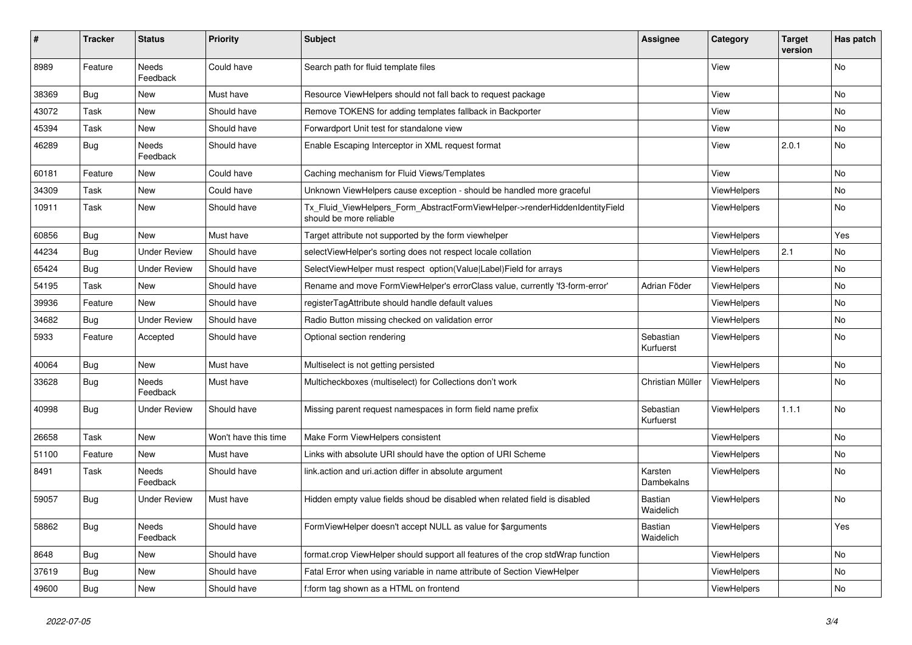| # | Tracker | Status | Priority | Subject | Assignee | Category | Target version | Has patch |
|---|---|---|---|---|---|---|---|---|
| 8989 | Feature | Needs Feedback | Could have | Search path for fluid template files | | View | | No |
| 38369 | Bug | New | Must have | Resource ViewHelpers should not fall back to request package | | View | | No |
| 43072 | Task | New | Should have | Remove TOKENS for adding templates fallback in Backporter | | View | | No |
| 45394 | Task | New | Should have | Forwardport Unit test for standalone view | | View | | No |
| 46289 | Bug | Needs Feedback | Should have | Enable Escaping Interceptor in XML request format | | View | 2.0.1 | No |
| 60181 | Feature | New | Could have | Caching mechanism for Fluid Views/Templates | | View | | No |
| 34309 | Task | New | Could have | Unknown ViewHelpers cause exception - should be handled more graceful | | ViewHelpers | | No |
| 10911 | Task | New | Should have | Tx_Fluid_ViewHelpers_Form_AbstractFormViewHelper->renderHiddenIdentityField should be more reliable | | ViewHelpers | | No |
| 60856 | Bug | New | Must have | Target attribute not supported by the form viewhelper | | ViewHelpers | | Yes |
| 44234 | Bug | Under Review | Should have | selectViewHelper's sorting does not respect locale collation | | ViewHelpers | 2.1 | No |
| 65424 | Bug | Under Review | Should have | SelectViewHelper must respect option(Value\|Label)Field for arrays | | ViewHelpers | | No |
| 54195 | Task | New | Should have | Rename and move FormViewHelper's errorClass value, currently 'f3-form-error' | Adrian Föder | ViewHelpers | | No |
| 39936 | Feature | New | Should have | registerTagAttribute should handle default values | | ViewHelpers | | No |
| 34682 | Bug | Under Review | Should have | Radio Button missing checked on validation error | | ViewHelpers | | No |
| 5933 | Feature | Accepted | Should have | Optional section rendering | Sebastian Kurfuerst | ViewHelpers | | No |
| 40064 | Bug | New | Must have | Multiselect is not getting persisted | | ViewHelpers | | No |
| 33628 | Bug | Needs Feedback | Must have | Multicheckboxes (multiselect) for Collections don't work | Christian Müller | ViewHelpers | | No |
| 40998 | Bug | Under Review | Should have | Missing parent request namespaces in form field name prefix | Sebastian Kurfuerst | ViewHelpers | 1.1.1 | No |
| 26658 | Task | New | Won't have this time | Make Form ViewHelpers consistent | | ViewHelpers | | No |
| 51100 | Feature | New | Must have | Links with absolute URI should have the option of URI Scheme | | ViewHelpers | | No |
| 8491 | Task | Needs Feedback | Should have | link.action and uri.action differ in absolute argument | Karsten Dambekalns | ViewHelpers | | No |
| 59057 | Bug | Under Review | Must have | Hidden empty value fields shoud be disabled when related field is disabled | Bastian Waidelich | ViewHelpers | | No |
| 58862 | Bug | Needs Feedback | Should have | FormViewHelper doesn't accept NULL as value for $arguments | Bastian Waidelich | ViewHelpers | | Yes |
| 8648 | Bug | New | Should have | format.crop ViewHelper should support all features of the crop stdWrap function | | ViewHelpers | | No |
| 37619 | Bug | New | Should have | Fatal Error when using variable in name attribute of Section ViewHelper | | ViewHelpers | | No |
| 49600 | Bug | New | Should have | f:form tag shown as a HTML on frontend | | ViewHelpers | | No |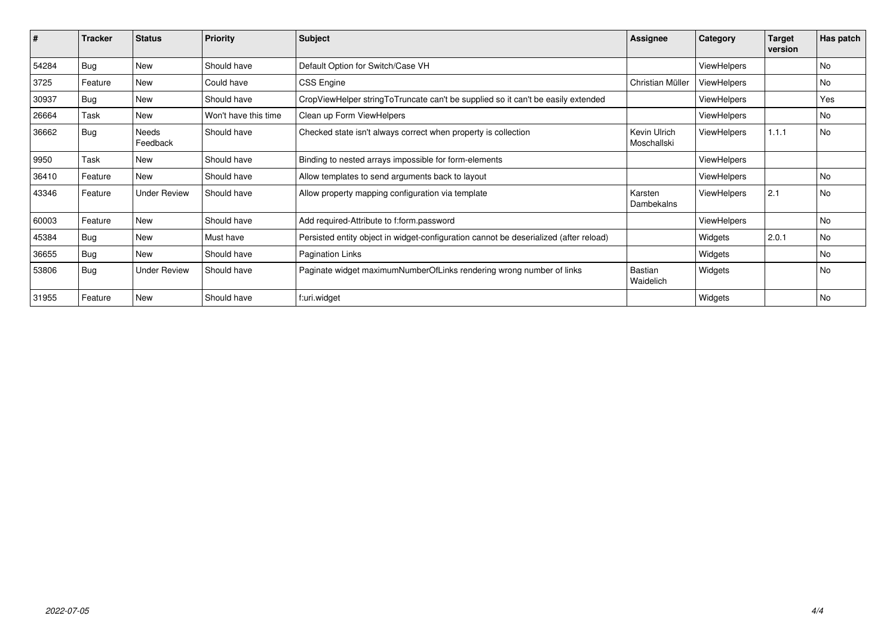| # | Tracker | Status | Priority | Subject | Assignee | Category | Target version | Has patch |
|---|---|---|---|---|---|---|---|---|
| 54284 | Bug | New | Should have | Default Option for Switch/Case VH | | ViewHelpers | | No |
| 3725 | Feature | New | Could have | CSS Engine | Christian Müller | ViewHelpers | | No |
| 30937 | Bug | New | Should have | CropViewHelper stringToTruncate can't be supplied so it can't be easily extended | | ViewHelpers | | Yes |
| 26664 | Task | New | Won't have this time | Clean up Form ViewHelpers | | ViewHelpers | | No |
| 36662 | Bug | Needs Feedback | Should have | Checked state isn't always correct when property is collection | Kevin Ulrich Moschallski | ViewHelpers | 1.1.1 | No |
| 9950 | Task | New | Should have | Binding to nested arrays impossible for form-elements | | ViewHelpers | | |
| 36410 | Feature | New | Should have | Allow templates to send arguments back to layout | | ViewHelpers | | No |
| 43346 | Feature | Under Review | Should have | Allow property mapping configuration via template | Karsten Dambekalns | ViewHelpers | 2.1 | No |
| 60003 | Feature | New | Should have | Add required-Attribute to f:form.password | | ViewHelpers | | No |
| 45384 | Bug | New | Must have | Persisted entity object in widget-configuration cannot be deserialized (after reload) | | Widgets | 2.0.1 | No |
| 36655 | Bug | New | Should have | Pagination Links | | Widgets | | No |
| 53806 | Bug | Under Review | Should have | Paginate widget maximumNumberOfLinks rendering wrong number of links | Bastian Waidelich | Widgets | | No |
| 31955 | Feature | New | Should have | f:uri.widget | | Widgets | | No |

*2022-07-05*